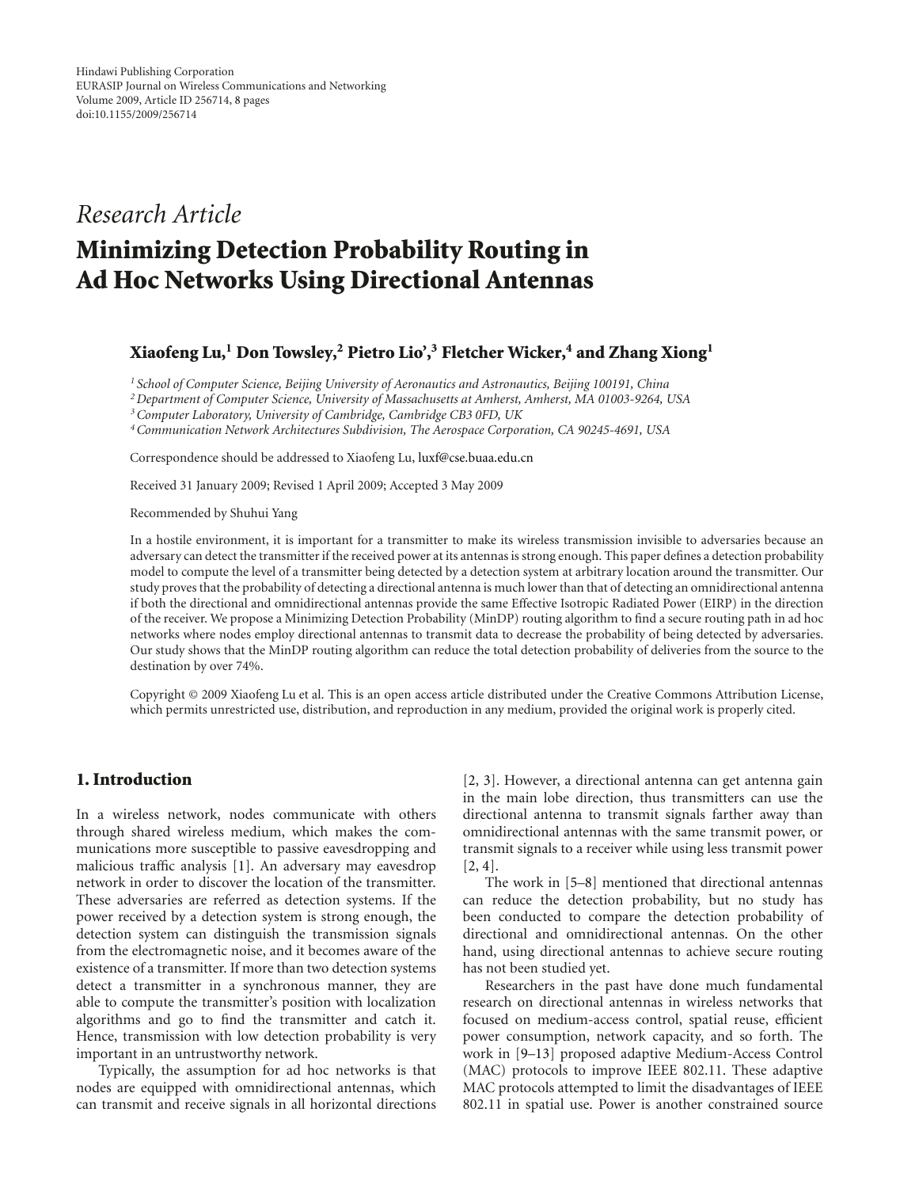Hindawi Publishing Corporation
EURASIP Journal on Wireless Communications and Networking
Volume 2009, Article ID 256714, 8 pages
doi:10.1155/2009/256714

*Research Article*

# Minimizing Detection Probability Routing in Ad Hoc Networks Using Directional Antennas

**Xiaofeng Lu,[1] Don Towsley,[2] Pietro Lio',[3] Fletcher Wicker,[4] and Zhang Xiong[1]**

[1] *School of Computer Science, Beijing University of Aeronautics and Astronautics, Beijing 100191, China*
[2] *Department of Computer Science, University of Massachusetts at Amherst, Amherst, MA 01003-9264, USA*
[3] *Computer Laboratory, University of Cambridge, Cambridge CB3 0FD, UK*
[4] *Communication Network Architectures Subdivision, The Aerospace Corporation, CA 90245-4691, USA*

Correspondence should be addressed to Xiaofeng Lu, luxf@cse.buaa.edu.cn

Received 31 January 2009; Revised 1 April 2009; Accepted 3 May 2009

Recommended by Shuhui Yang

In a hostile environment, it is important for a transmitter to make its wireless transmission invisible to adversaries because an adversary can detect the transmitter if the received power at its antennas is strong enough. This paper defines a detection probability model to compute the level of a transmitter being detected by a detection system at arbitrary location around the transmitter. Our study proves that the probability of detecting a directional antenna is much lower than that of detecting an omnidirectional antenna if both the directional and omnidirectional antennas provide the same Effective Isotropic Radiated Power (EIRP) in the direction of the receiver. We propose a Minimizing Detection Probability (MinDP) routing algorithm to find a secure routing path in ad hoc networks where nodes employ directional antennas to transmit data to decrease the probability of being detected by adversaries. Our study shows that the MinDP routing algorithm can reduce the total detection probability of deliveries from the source to the destination by over 74%.

Copyright © 2009 Xiaofeng Lu et al. This is an open access article distributed under the Creative Commons Attribution License, which permits unrestricted use, distribution, and reproduction in any medium, provided the original work is properly cited.

## 1. Introduction

In a wireless network, nodes communicate with others through shared wireless medium, which makes the communications more susceptible to passive eavesdropping and malicious traffic analysis [1]. An adversary may eavesdrop network in order to discover the location of the transmitter. These adversaries are referred as detection systems. If the power received by a detection system is strong enough, the detection system can distinguish the transmission signals from the electromagnetic noise, and it becomes aware of the existence of a transmitter. If more than two detection systems detect a transmitter in a synchronous manner, they are able to compute the transmitter's position with localization algorithms and go to find the transmitter and catch it. Hence, transmission with low detection probability is very important in an untrustworthy network.

Typically, the assumption for ad hoc networks is that nodes are equipped with omnidirectional antennas, which can transmit and receive signals in all horizontal directions [2, 3]. However, a directional antenna can get antenna gain in the main lobe direction, thus transmitters can use the directional antenna to transmit signals farther away than omnidirectional antennas with the same transmit power, or transmit signals to a receiver while using less transmit power [2, 4].

The work in [5–8] mentioned that directional antennas can reduce the detection probability, but no study has been conducted to compare the detection probability of directional and omnidirectional antennas. On the other hand, using directional antennas to achieve secure routing has not been studied yet.

Researchers in the past have done much fundamental research on directional antennas in wireless networks that focused on medium-access control, spatial reuse, efficient power consumption, network capacity, and so forth. The work in [9–13] proposed adaptive Medium-Access Control (MAC) protocols to improve IEEE 802.11. These adaptive MAC protocols attempted to limit the disadvantages of IEEE 802.11 in spatial use. Power is another constrained source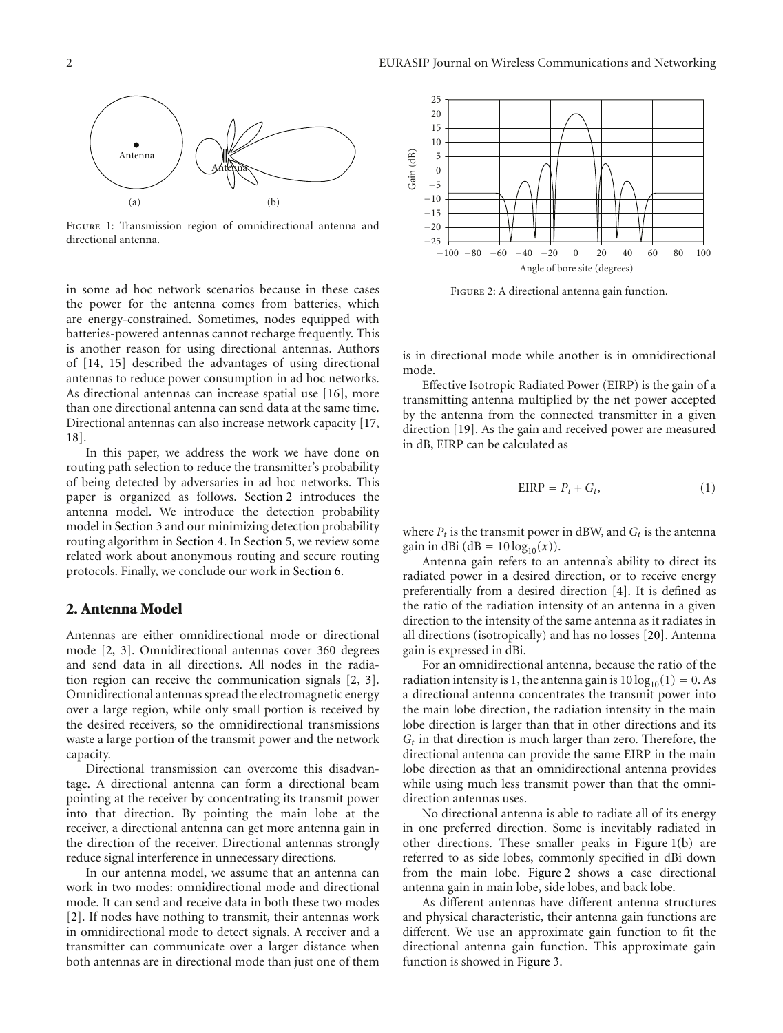Figure 1: Transmission region of omnidirectional antenna and directional antenna.

in some ad hoc network scenarios because in these cases the power for the antenna comes from batteries, which are energy-constrained. Sometimes, nodes equipped with batteries-powered antennas cannot recharge frequently. This is another reason for using directional antennas. Authors of [14, 15] described the advantages of using directional antennas to reduce power consumption in ad hoc networks. As directional antennas can increase spatial use [16], more than one directional antenna can send data at the same time. Directional antennas can also increase network capacity [17, 18].

In this paper, we address the work we have done on routing path selection to reduce the transmitter's probability of being detected by adversaries in ad hoc networks. This paper is organized as follows. Section 2 introduces the antenna model. We introduce the detection probability model in Section 3 and our minimizing detection probability routing algorithm in Section 4. In Section 5, we review some related work about anonymous routing and secure routing protocols. Finally, we conclude our work in Section 6.

## 2. Antenna Model

Antennas are either omnidirectional mode or directional mode [2, 3]. Omnidirectional antennas cover 360 degrees and send data in all directions. All nodes in the radiation region can receive the communication signals [2, 3]. Omnidirectional antennas spread the electromagnetic energy over a large region, while only small portion is received by the desired receivers, so the omnidirectional transmissions waste a large portion of the transmit power and the network capacity.

Directional transmission can overcome this disadvantage. A directional antenna can form a directional beam pointing at the receiver by concentrating its transmit power into that direction. By pointing the main lobe at the receiver, a directional antenna can get more antenna gain in the direction of the receiver. Directional antennas strongly reduce signal interference in unnecessary directions.

In our antenna model, we assume that an antenna can work in two modes: omnidirectional mode and directional mode. It can send and receive data in both these two modes [2]. If nodes have nothing to transmit, their antennas work in omnidirectional mode to detect signals. A receiver and a transmitter can communicate over a larger distance when both antennas are in directional mode than just one of them is in directional mode while another is in omnidirectional mode.

Figure 2: A directional antenna gain function.

Effective Isotropic Radiated Power (EIRP) is the gain of a transmitting antenna multiplied by the net power accepted by the antenna from the connected transmitter in a given direction [19]. As the gain and received power are measured in dB, EIRP can be calculated as

$$\text{EIRP} = P_t + G_t, \tag{1}$$

where $P_t$ is the transmit power in dBW, and $G_t$ is the antenna gain in dBi (dB $= 10\log_{10}(x)$).

Antenna gain refers to an antenna's ability to direct its radiated power in a desired direction, or to receive energy preferentially from a desired direction [4]. It is defined as the ratio of the radiation intensity of an antenna in a given direction to the intensity of the same antenna as it radiates in all directions (isotropically) and has no losses [20]. Antenna gain is expressed in dBi.

For an omnidirectional antenna, because the ratio of the radiation intensity is 1, the antenna gain is $10\log_{10}(1) = 0$. As a directional antenna concentrates the transmit power into the main lobe direction, the radiation intensity in the main lobe direction is larger than that in other directions and its $G_t$ in that direction is much larger than zero. Therefore, the directional antenna can provide the same EIRP in the main lobe direction as that an omnidirectional antenna provides while using much less transmit power than that the omnidirection antennas uses.

No directional antenna is able to radiate all of its energy in one preferred direction. Some is inevitably radiated in other directions. These smaller peaks in Figure 1(b) are referred to as side lobes, commonly specified in dBi down from the main lobe. Figure 2 shows a case directional antenna gain in main lobe, side lobes, and back lobe.

As different antennas have different antenna structures and physical characteristic, their antenna gain functions are different. We use an approximate gain function to fit the directional antenna gain function. This approximate gain function is showed in Figure 3.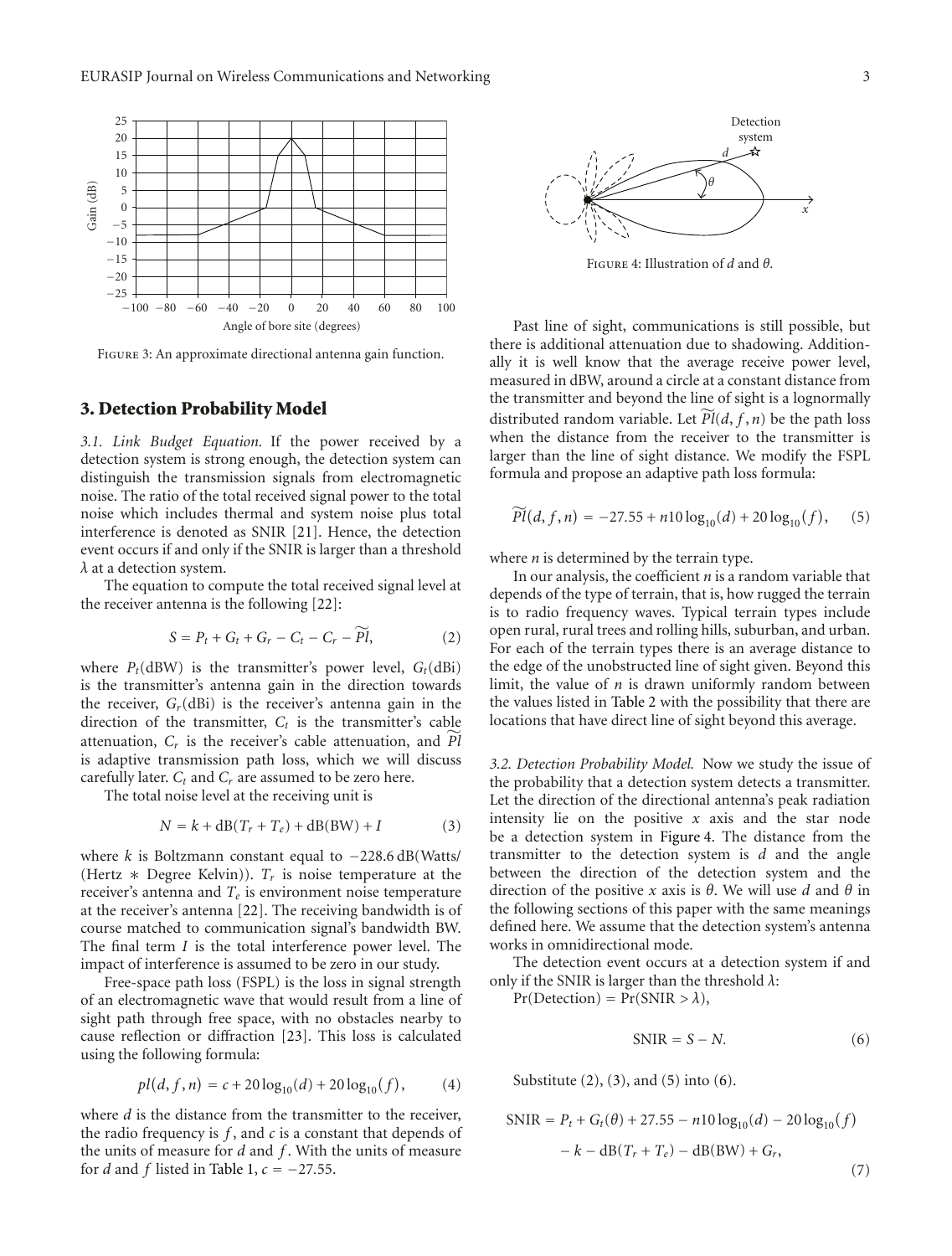Figure 3: An approximate directional antenna gain function.

## 3. Detection Probability Model

*3.1. Link Budget Equation.* If the power received by a detection system is strong enough, the detection system can distinguish the transmission signals from electromagnetic noise. The ratio of the total received signal power to the total noise which includes thermal and system noise plus total interference is denoted as SNIR [21]. Hence, the detection event occurs if and only if the SNIR is larger than a threshold $\lambda$ at a detection system.

The equation to compute the total received signal level at the receiver antenna is the following [22]:

$$S = P_t + G_t + G_r - C_t - C_r - \widetilde{Pl}, \tag{2}$$

where $P_t$(dBW) is the transmitter's power level, $G_t$(dBi) is the transmitter's antenna gain in the direction towards the receiver, $G_r$(dBi) is the receiver's antenna gain in the direction of the transmitter, $C_t$ is the transmitter's cable attenuation, $C_r$ is the receiver's cable attenuation, and $\widetilde{Pl}$ is adaptive transmission path loss, which we will discuss carefully later. $C_t$ and $C_r$ are assumed to be zero here.

The total noise level at the receiving unit is

$$N = k + \mathrm{dB}(T_r + T_e) + \mathrm{dB}(\mathrm{BW}) + I \tag{3}$$

where $k$ is Boltzmann constant equal to $-228.6$ dB(Watts/(Hertz $*$ Degree Kelvin)). $T_r$ is noise temperature at the receiver's antenna and $T_e$ is environment noise temperature at the receiver's antenna [22]. The receiving bandwidth is of course matched to communication signal's bandwidth BW. The final term $I$ is the total interference power level. The impact of interference is assumed to be zero in our study.

Free-space path loss (FSPL) is the loss in signal strength of an electromagnetic wave that would result from a line of sight path through free space, with no obstacles nearby to cause reflection or diffraction [23]. This loss is calculated using the following formula:

$$pl(d, f, n) = c + 20\log_{10}(d) + 20\log_{10}(f), \tag{4}$$

where $d$ is the distance from the transmitter to the receiver, the radio frequency is $f$, and $c$ is a constant that depends of the units of measure for $d$ and $f$. With the units of measure for $d$ and $f$ listed in Table 1, $c = -27.55$.

Figure 4: Illustration of $d$ and $\theta$.

Past line of sight, communications is still possible, but there is additional attenuation due to shadowing. Additionally it is well know that the average receive power level, measured in dBW, around a circle at a constant distance from the transmitter and beyond the line of sight is a lognormally distributed random variable. Let $\widetilde{Pl}(d, f, n)$ be the path loss when the distance from the receiver to the transmitter is larger than the line of sight distance. We modify the FSPL formula and propose an adaptive path loss formula:

$$\widetilde{Pl}(d, f, n) = -27.55 + n10\log_{10}(d) + 20\log_{10}(f), \tag{5}$$

where $n$ is determined by the terrain type.

In our analysis, the coefficient $n$ is a random variable that depends of the type of terrain, that is, how rugged the terrain is to radio frequency waves. Typical terrain types include open rural, rural trees and rolling hills, suburban, and urban. For each of the terrain types there is an average distance to the edge of the unobstructed line of sight given. Beyond this limit, the value of $n$ is drawn uniformly random between the values listed in Table 2 with the possibility that there are locations that have direct line of sight beyond this average.

*3.2. Detection Probability Model.* Now we study the issue of the probability that a detection system detects a transmitter. Let the direction of the directional antenna's peak radiation intensity lie on the positive $x$ axis and the star node be a detection system in Figure 4. The distance from the transmitter to the detection system is $d$ and the angle between the direction of the detection system and the direction of the positive $x$ axis is $\theta$. We will use $d$ and $\theta$ in the following sections of this paper with the same meanings defined here. We assume that the detection system's antenna works in omnidirectional mode.

The detection event occurs at a detection system if and only if the SNIR is larger than the threshold $\lambda$:

$\Pr(\text{Detection}) = \Pr(\text{SNIR} > \lambda)$,

$$\text{SNIR} = S - N. \tag{6}$$

Substitute (2), (3), and (5) into (6).

$$\begin{aligned}\text{SNIR} = {} & P_t + G_t(\theta) + 27.55 - n10\log_{10}(d) - 20\log_{10}(f) \\ & - k - \mathrm{dB}(T_r + T_e) - \mathrm{dB}(\mathrm{BW}) + G_r,\end{aligned} \tag{7}$$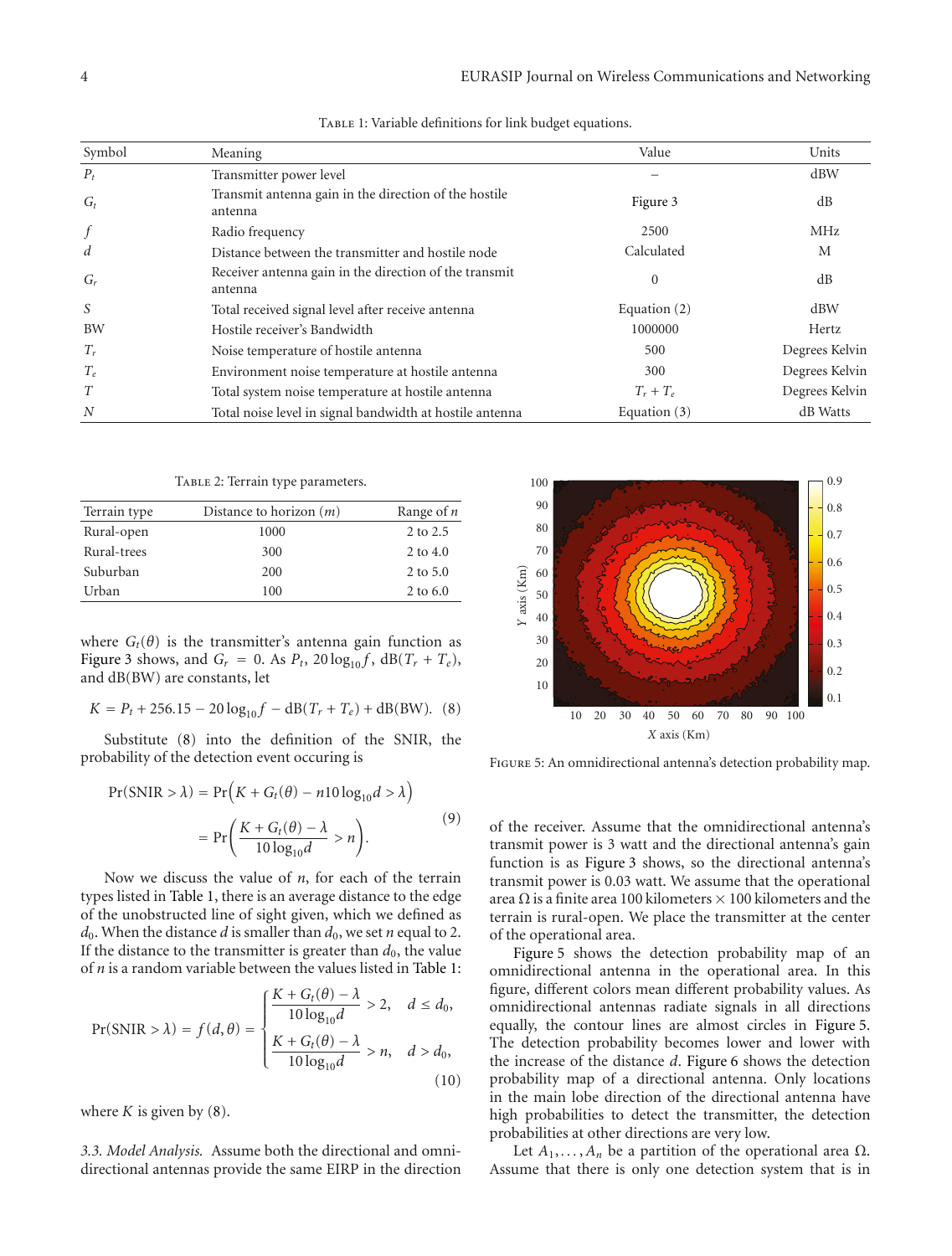Table 1: Variable definitions for link budget equations.

| Symbol | Meaning | Value | Units |
|---|---|---|---|
| $P_t$ | Transmitter power level | – | dBW |
| $G_t$ | Transmit antenna gain in the direction of the hostile antenna | Figure 3 | dB |
| $f$ | Radio frequency | 2500 | MHz |
| $d$ | Distance between the transmitter and hostile node | Calculated | M |
| $G_r$ | Receiver antenna gain in the direction of the transmit antenna | 0 | dB |
| $S$ | Total received signal level after receive antenna | Equation (2) | dBW |
| BW | Hostile receiver's Bandwidth | 1000000 | Hertz |
| $T_r$ | Noise temperature of hostile antenna | 500 | Degrees Kelvin |
| $T_e$ | Environment noise temperature at hostile antenna | 300 | Degrees Kelvin |
| $T$ | Total system noise temperature at hostile antenna | $T_r + T_e$ | Degrees Kelvin |
| $N$ | Total noise level in signal bandwidth at hostile antenna | Equation (3) | dB Watts |

Table 2: Terrain type parameters.

| Terrain type | Distance to horizon ($m$) | Range of $n$ |
|---|---|---|
| Rural-open | 1000 | 2 to 2.5 |
| Rural-trees | 300 | 2 to 4.0 |
| Suburban | 200 | 2 to 5.0 |
| Urban | 100 | 2 to 6.0 |

where $G_t(\theta)$ is the transmitter's antenna gain function as Figure 3 shows, and $G_r = 0$. As $P_t$, $20\log_{10} f$, $\text{dB}(T_r + T_e)$, and dB(BW) are constants, let

$$K = P_t + 256.15 - 20\log_{10} f - \text{dB}(T_r + T_e) + \text{dB}(\text{BW}). \quad (8)$$

Substitute (8) into the definition of the SNIR, the probability of the detection event occuring is

$$\begin{aligned} \Pr(\text{SNIR} > \lambda) &= \Pr\left(K + G_t(\theta) - n10\log_{10} d > \lambda\right) \\ &= \Pr\left(\frac{K + G_t(\theta) - \lambda}{10\log_{10} d} > n\right). \end{aligned} \quad (9)$$

Now we discuss the value of $n$, for each of the terrain types listed in Table 1, there is an average distance to the edge of the unobstructed line of sight given, which we defined as $d_0$. When the distance $d$ is smaller than $d_0$, we set $n$ equal to 2. If the distance to the transmitter is greater than $d_0$, the value of $n$ is a random variable between the values listed in Table 1:

$$\Pr(\text{SNIR} > \lambda) = f(d, \theta) = \begin{cases} \dfrac{K + G_t(\theta) - \lambda}{10\log_{10} d} > 2, & d \le d_0, \\[2ex] \dfrac{K + G_t(\theta) - \lambda}{10\log_{10} d} > n, & d > d_0, \end{cases} \quad (10)$$

where $K$ is given by (8).

*3.3. Model Analysis.* Assume both the directional and omnidirectional antennas provide the same EIRP in the direction of the receiver. Assume that the omnidirectional antenna's transmit power is 3 watt and the directional antenna's gain function is as Figure 3 shows, so the directional antenna's transmit power is 0.03 watt. We assume that the operational area $\Omega$ is a finite area 100 kilometers $\times$ 100 kilometers and the terrain is rural-open. We place the transmitter at the center of the operational area.

Figure 5: An omnidirectional antenna's detection probability map.

Figure 5 shows the detection probability map of an omnidirectional antenna in the operational area. In this figure, different colors mean different probability values. As omnidirectional antennas radiate signals in all directions equally, the contour lines are almost circles in Figure 5. The detection probability becomes lower and lower with the increase of the distance $d$. Figure 6 shows the detection probability map of a directional antenna. Only locations in the main lobe direction of the directional antenna have high probabilities to detect the transmitter, the detection probabilities at other directions are very low.

Let $A_1, \ldots, A_n$ be a partition of the operational area $\Omega$. Assume that there is only one detection system that is in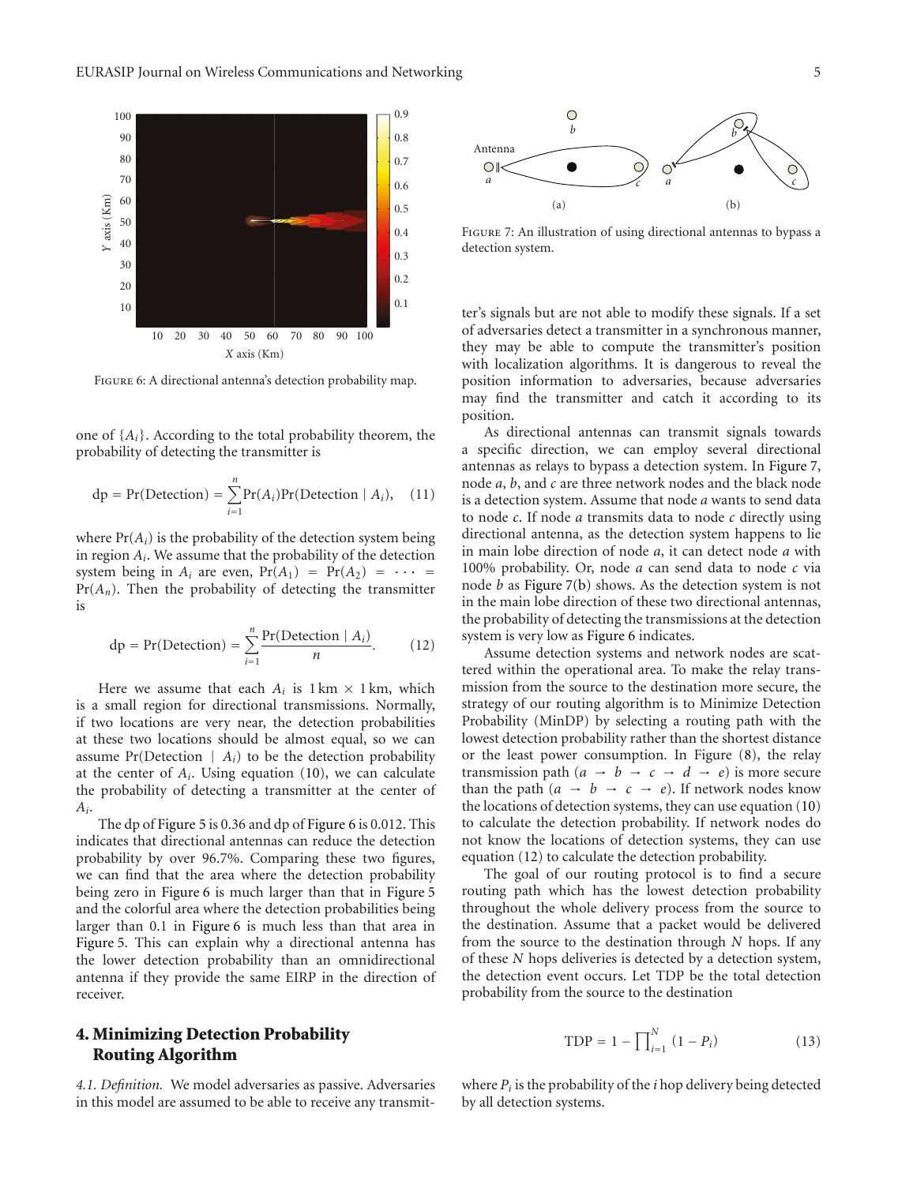Figure 6: A directional antenna's detection probability map.

one of $\{A_i\}$. According to the total probability theorem, the probability of detecting the transmitter is

$$\text{dp} = \Pr(\text{Detection}) = \sum_{i=1}^{n} \Pr(A_i)\Pr(\text{Detection} \mid A_i), \quad (11)$$

where $\Pr(A_i)$ is the probability of the detection system being in region $A_i$. We assume that the probability of the detection system being in $A_i$ are even, $\Pr(A_1) = \Pr(A_2) = \cdots = \Pr(A_n)$. Then the probability of detecting the transmitter is

$$\text{dp} = \Pr(\text{Detection}) = \sum_{i=1}^{n} \frac{\Pr(\text{Detection} \mid A_i)}{n}. \quad (12)$$

Here we assume that each $A_i$ is 1 km × 1 km, which is a small region for directional transmissions. Normally, if two locations are very near, the detection probabilities at these two locations should be almost equal, so we can assume $\Pr(\text{Detection} \mid A_i)$ to be the detection probability at the center of $A_i$. Using equation (10), we can calculate the probability of detecting a transmitter at the center of $A_i$.

The dp of Figure 5 is 0.36 and dp of Figure 6 is 0.012. This indicates that directional antennas can reduce the detection probability by over 96.7%. Comparing these two figures, we can find that the area where the detection probability being zero in Figure 6 is much larger than that in Figure 5 and the colorful area where the detection probabilities being larger than 0.1 in Figure 6 is much less than that area in Figure 5. This can explain why a directional antenna has the lower detection probability than an omnidirectional antenna if they provide the same EIRP in the direction of receiver.

## 4. Minimizing Detection Probability Routing Algorithm

*4.1. Definition.* We model adversaries as passive. Adversaries in this model are assumed to be able to receive any transmitter's signals but are not able to modify these signals. If a set of adversaries detect a transmitter in a synchronous manner, they may be able to compute the transmitter's position with localization algorithms. It is dangerous to reveal the position information to adversaries, because adversaries may find the transmitter and catch it according to its position.

Figure 7: An illustration of using directional antennas to bypass a detection system.

As directional antennas can transmit signals towards a specific direction, we can employ several directional antennas as relays to bypass a detection system. In Figure 7, node $a$, $b$, and $c$ are three network nodes and the black node is a detection system. Assume that node $a$ wants to send data to node $c$. If node $a$ transmits data to node $c$ directly using directional antenna, as the detection system happens to lie in main lobe direction of node $a$, it can detect node $a$ with 100% probability. Or, node $a$ can send data to node $c$ via node $b$ as Figure 7(b) shows. As the detection system is not in the main lobe direction of these two directional antennas, the probability of detecting the transmissions at the detection system is very low as Figure 6 indicates.

Assume detection systems and network nodes are scattered within the operational area. To make the relay transmission from the source to the destination more secure, the strategy of our routing algorithm is to Minimize Detection Probability (MinDP) by selecting a routing path with the lowest detection probability rather than the shortest distance or the least power consumption. In Figure (8), the relay transmission path ($a \to b \to c \to d \to e$) is more secure than the path ($a \to b \to c \to e$). If network nodes know the locations of detection systems, they can use equation (10) to calculate the detection probability. If network nodes do not know the locations of detection systems, they can use equation (12) to calculate the detection probability.

The goal of our routing protocol is to find a secure routing path which has the lowest detection probability throughout the whole delivery process from the source to the destination. Assume that a packet would be delivered from the source to the destination through $N$ hops. If any of these $N$ hops deliveries is detected by a detection system, the detection event occurs. Let TDP be the total detection probability from the source to the destination

$$\text{TDP} = 1 - \prod_{i=1}^{N} (1 - P_i) \quad (13)$$

where $P_i$ is the probability of the $i$ hop delivery being detected by all detection systems.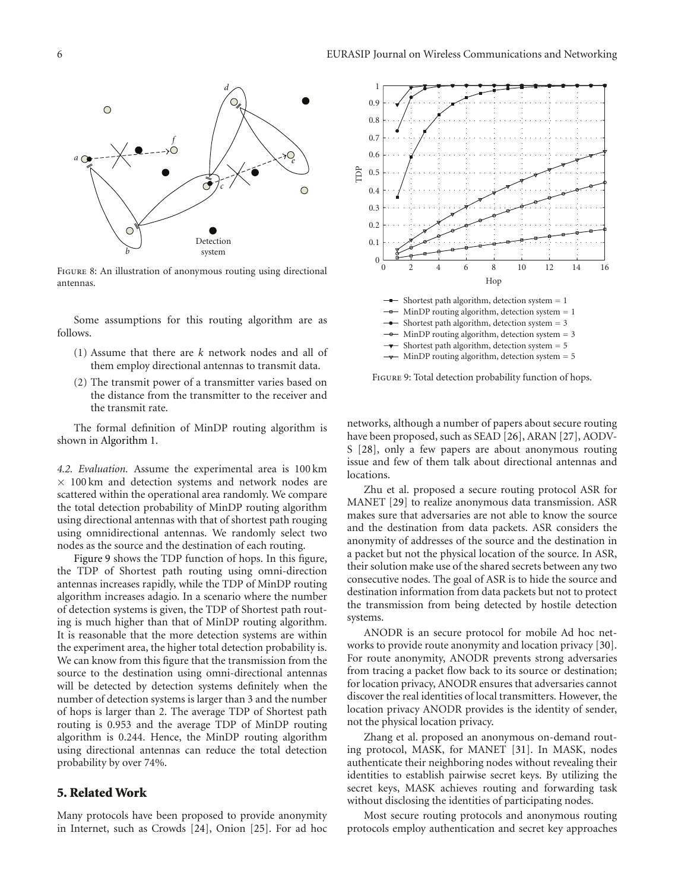Figure 8: An illustration of anonymous routing using directional antennas.

Some assumptions for this routing algorithm are as follows.

(1) Assume that there are $k$ network nodes and all of them employ directional antennas to transmit data.

(2) The transmit power of a transmitter varies based on the distance from the transmitter to the receiver and the transmit rate.

The formal definition of MinDP routing algorithm is shown in Algorithm 1.

*4.2. Evaluation.* Assume the experimental area is 100 km $\times$ 100 km and detection systems and network nodes are scattered within the operational area randomly. We compare the total detection probability of MinDP routing algorithm using directional antennas with that of shortest path rouging using omnidirectional antennas. We randomly select two nodes as the source and the destination of each routing.

Figure 9 shows the TDP function of hops. In this figure, the TDP of Shortest path routing using omni-direction antennas increases rapidly, while the TDP of MinDP routing algorithm increases adagio. In a scenario where the number of detection systems is given, the TDP of Shortest path routing is much higher than that of MinDP routing algorithm. It is reasonable that the more detection systems are within the experiment area, the higher total detection probability is. We can know from this figure that the transmission from the source to the destination using omni-directional antennas will be detected by detection systems definitely when the number of detection systems is larger than 3 and the number of hops is larger than 2. The average TDP of Shortest path routing is 0.953 and the average TDP of MinDP routing algorithm is 0.244. Hence, the MinDP routing algorithm using directional antennas can reduce the total detection probability by over 74%.

Figure 9: Total detection probability function of hops.

## 5. Related Work

Many protocols have been proposed to provide anonymity in Internet, such as Crowds [24], Onion [25]. For ad hoc networks, although a number of papers about secure routing have been proposed, such as SEAD [26], ARAN [27], AODV-S [28], only a few papers are about anonymous routing issue and few of them talk about directional antennas and locations.

Zhu et al. proposed a secure routing protocol ASR for MANET [29] to realize anonymous data transmission. ASR makes sure that adversaries are not able to know the source and the destination from data packets. ASR considers the anonymity of addresses of the source and the destination in a packet but not the physical location of the source. In ASR, their solution make use of the shared secrets between any two consecutive nodes. The goal of ASR is to hide the source and destination information from data packets but not to protect the transmission from being detected by hostile detection systems.

ANODR is an secure protocol for mobile Ad hoc networks to provide route anonymity and location privacy [30]. For route anonymity, ANODR prevents strong adversaries from tracing a packet flow back to its source or destination; for location privacy, ANODR ensures that adversaries cannot discover the real identities of local transmitters. However, the location privacy ANODR provides is the identity of sender, not the physical location privacy.

Zhang et al. proposed an anonymous on-demand routing protocol, MASK, for MANET [31]. In MASK, nodes authenticate their neighboring nodes without revealing their identities to establish pairwise secret keys. By utilizing the secret keys, MASK achieves routing and forwarding task without disclosing the identities of participating nodes.

Most secure routing protocols and anonymous routing protocols employ authentication and secret key approaches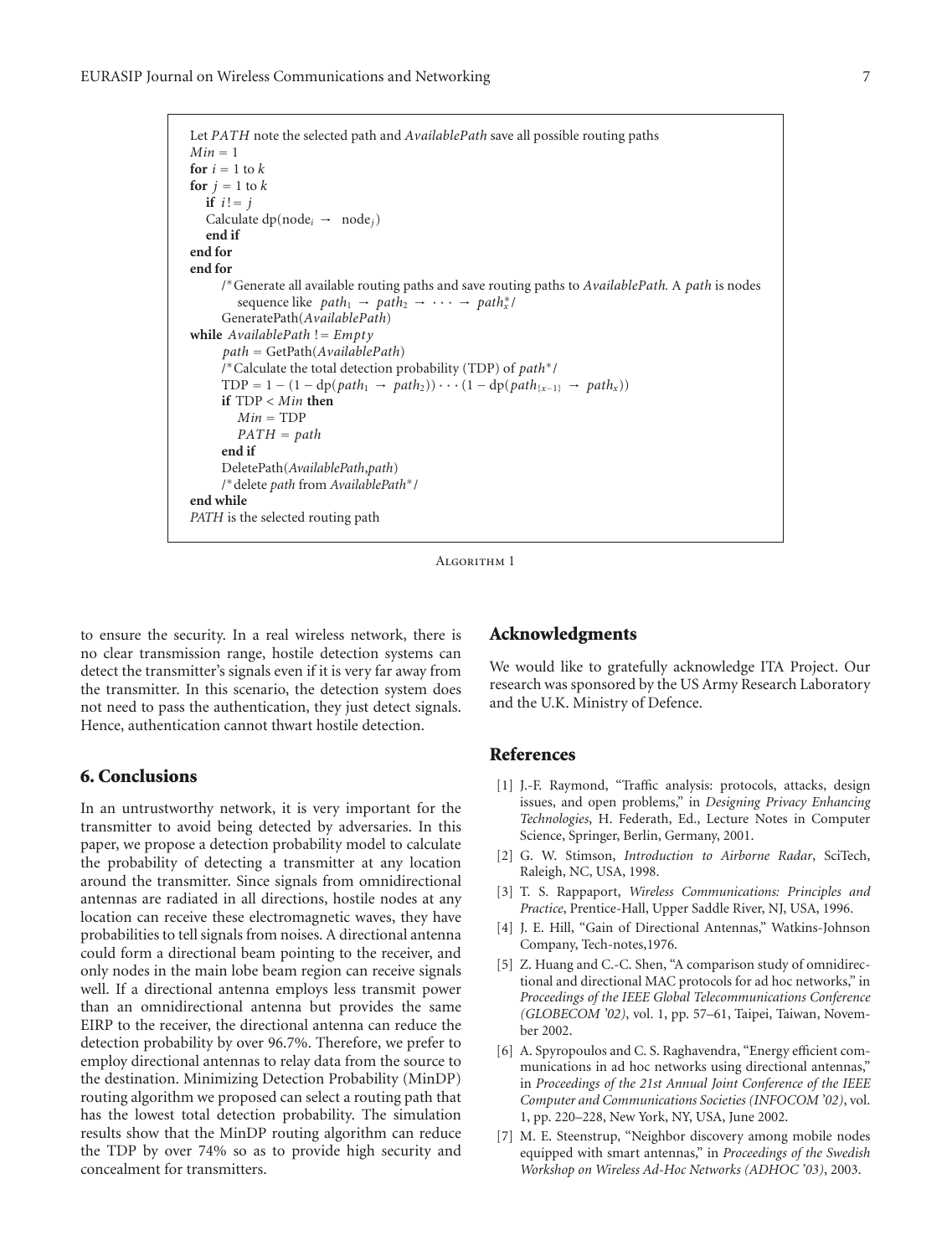```
Let PATH note the selected path and AvailablePath save all possible routing paths
Min = 1
for i = 1 to k
for j = 1 to k
   if i != j
   Calculate dp(node_i → node_j)
   end if
end for
end for
      /* Generate all available routing paths and save routing paths to AvailablePath. A path is nodes
         sequence like path_1 → path_2 → ··· → path*_x/
      GeneratePath(AvailablePath)
while AvailablePath != Empty
      path = GetPath(AvailablePath)
      /*Calculate the total detection probability (TDP) of path*/
      TDP = 1 − (1 − dp(path_1 → path_2)) ··· (1 − dp(path_{x−1} → path_x))
      if TDP < Min then
         Min = TDP
         PATH = path
      end if
      DeletePath(AvailablePath,path)
      /*delete path from AvailablePath*/
end while
PATH is the selected routing path
```

Algorithm 1

to ensure the security. In a real wireless network, there is no clear transmission range, hostile detection systems can detect the transmitter's signals even if it is very far away from the transmitter. In this scenario, the detection system does not need to pass the authentication, they just detect signals. Hence, authentication cannot thwart hostile detection.

## 6. Conclusions

In an untrustworthy network, it is very important for the transmitter to avoid being detected by adversaries. In this paper, we propose a detection probability model to calculate the probability of detecting a transmitter at any location around the transmitter. Since signals from omnidirectional antennas are radiated in all directions, hostile nodes at any location can receive these electromagnetic waves, they have probabilities to tell signals from noises. A directional antenna could form a directional beam pointing to the receiver, and only nodes in the main lobe beam region can receive signals well. If a directional antenna employs less transmit power than an omnidirectional antenna but provides the same EIRP to the receiver, the directional antenna can reduce the detection probability by over 96.7%. Therefore, we prefer to employ directional antennas to relay data from the source to the destination. Minimizing Detection Probability (MinDP) routing algorithm we proposed can select a routing path that has the lowest total detection probability. The simulation results show that the MinDP routing algorithm can reduce the TDP by over 74% so as to provide high security and concealment for transmitters.

## Acknowledgments

We would like to gratefully acknowledge ITA Project. Our research was sponsored by the US Army Research Laboratory and the U.K. Ministry of Defence.

## References

[1] J.-F. Raymond, "Traffic analysis: protocols, attacks, design issues, and open problems," in *Designing Privacy Enhancing Technologies*, H. Federath, Ed., Lecture Notes in Computer Science, Springer, Berlin, Germany, 2001.

[2] G. W. Stimson, *Introduction to Airborne Radar*, SciTech, Raleigh, NC, USA, 1998.

[3] T. S. Rappaport, *Wireless Communications: Principles and Practice*, Prentice-Hall, Upper Saddle River, NJ, USA, 1996.

[4] J. E. Hill, "Gain of Directional Antennas," Watkins-Johnson Company, Tech-notes,1976.

[5] Z. Huang and C.-C. Shen, "A comparison study of omnidirectional and directional MAC protocols for ad hoc networks," in *Proceedings of the IEEE Global Telecommunications Conference (GLOBECOM '02)*, vol. 1, pp. 57–61, Taipei, Taiwan, November 2002.

[6] A. Spyropoulos and C. S. Raghavendra, "Energy efficient communications in ad hoc networks using directional antennas," in *Proceedings of the 21st Annual Joint Conference of the IEEE Computer and Communications Societies (INFOCOM '02)*, vol. 1, pp. 220–228, New York, NY, USA, June 2002.

[7] M. E. Steenstrup, "Neighbor discovery among mobile nodes equipped with smart antennas," in *Proceedings of the Swedish Workshop on Wireless Ad-Hoc Networks (ADHOC '03)*, 2003.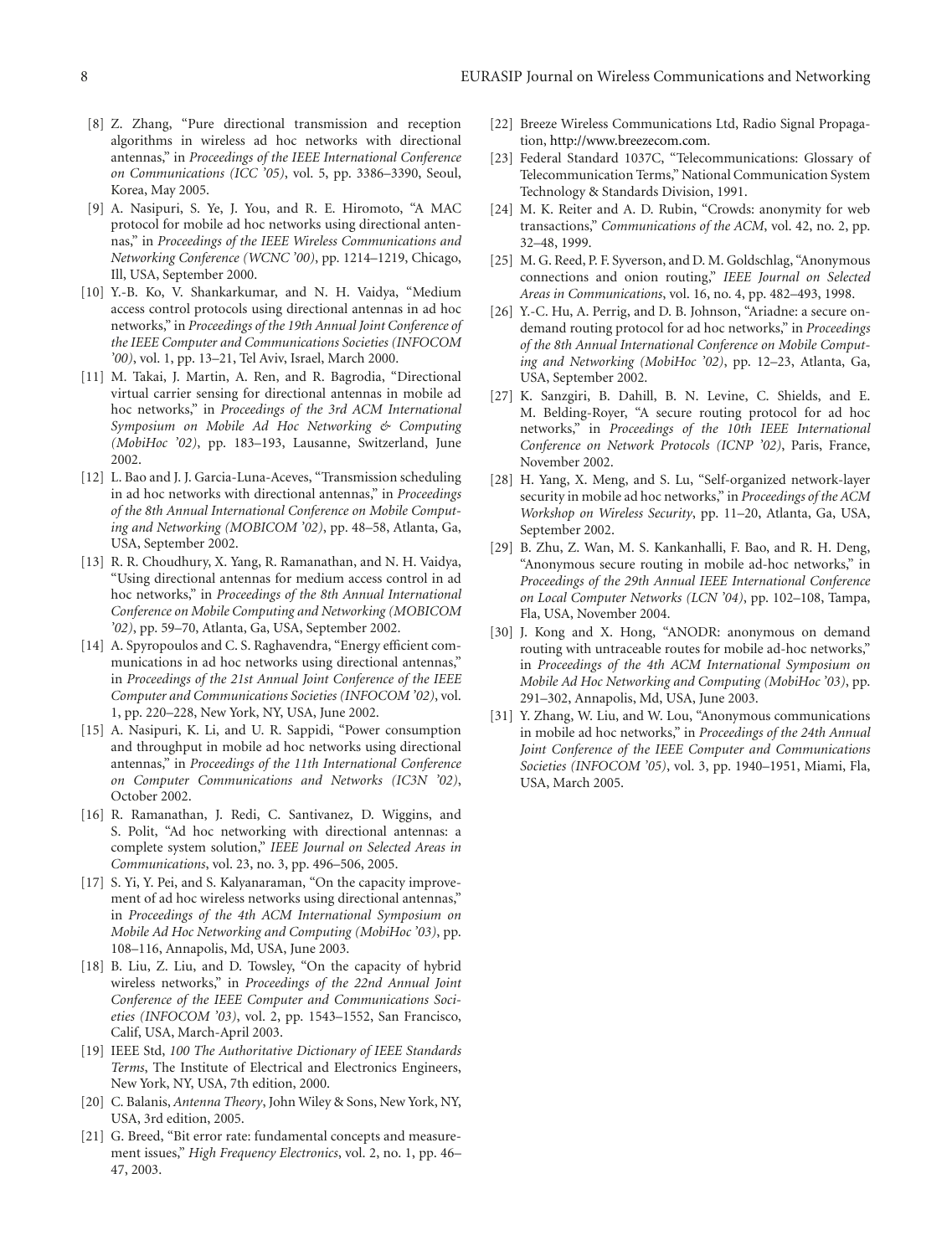[8] Z. Zhang, "Pure directional transmission and reception algorithms in wireless ad hoc networks with directional antennas," in *Proceedings of the IEEE International Conference on Communications (ICC '05)*, vol. 5, pp. 3386–3390, Seoul, Korea, May 2005.

[9] A. Nasipuri, S. Ye, J. You, and R. E. Hiromoto, "A MAC protocol for mobile ad hoc networks using directional antennas," in *Proceedings of the IEEE Wireless Communications and Networking Conference (WCNC '00)*, pp. 1214–1219, Chicago, Ill, USA, September 2000.

[10] Y.-B. Ko, V. Shankarkumar, and N. H. Vaidya, "Medium access control protocols using directional antennas in ad hoc networks," in *Proceedings of the 19th Annual Joint Conference of the IEEE Computer and Communications Societies (INFOCOM '00)*, vol. 1, pp. 13–21, Tel Aviv, Israel, March 2000.

[11] M. Takai, J. Martin, A. Ren, and R. Bagrodia, "Directional virtual carrier sensing for directional antennas in mobile ad hoc networks," in *Proceedings of the 3rd ACM International Symposium on Mobile Ad Hoc Networking & Computing (MobiHoc '02)*, pp. 183–193, Lausanne, Switzerland, June 2002.

[12] L. Bao and J. J. Garcia-Luna-Aceves, "Transmission scheduling in ad hoc networks with directional antennas," in *Proceedings of the 8th Annual International Conference on Mobile Computing and Networking (MOBICOM '02)*, pp. 48–58, Atlanta, Ga, USA, September 2002.

[13] R. R. Choudhury, X. Yang, R. Ramanathan, and N. H. Vaidya, "Using directional antennas for medium access control in ad hoc networks," in *Proceedings of the 8th Annual International Conference on Mobile Computing and Networking (MOBICOM '02)*, pp. 59–70, Atlanta, Ga, USA, September 2002.

[14] A. Spyropoulos and C. S. Raghavendra, "Energy efficient communications in ad hoc networks using directional antennas," in *Proceedings of the 21st Annual Joint Conference of the IEEE Computer and Communications Societies (INFOCOM '02)*, vol. 1, pp. 220–228, New York, NY, USA, June 2002.

[15] A. Nasipuri, K. Li, and U. R. Sappidi, "Power consumption and throughput in mobile ad hoc networks using directional antennas," in *Proceedings of the 11th International Conference on Computer Communications and Networks (IC3N '02)*, October 2002.

[16] R. Ramanathan, J. Redi, C. Santivanez, D. Wiggins, and S. Polit, "Ad hoc networking with directional antennas: a complete system solution," *IEEE Journal on Selected Areas in Communications*, vol. 23, no. 3, pp. 496–506, 2005.

[17] S. Yi, Y. Pei, and S. Kalyanaraman, "On the capacity improvement of ad hoc wireless networks using directional antennas," in *Proceedings of the 4th ACM International Symposium on Mobile Ad Hoc Networking and Computing (MobiHoc '03)*, pp. 108–116, Annapolis, Md, USA, June 2003.

[18] B. Liu, Z. Liu, and D. Towsley, "On the capacity of hybrid wireless networks," in *Proceedings of the 22nd Annual Joint Conference of the IEEE Computer and Communications Societies (INFOCOM '03)*, vol. 2, pp. 1543–1552, San Francisco, Calif, USA, March-April 2003.

[19] IEEE Std, *100 The Authoritative Dictionary of IEEE Standards Terms*, The Institute of Electrical and Electronics Engineers, New York, NY, USA, 7th edition, 2000.

[20] C. Balanis, *Antenna Theory*, John Wiley & Sons, New York, NY, USA, 3rd edition, 2005.

[21] G. Breed, "Bit error rate: fundamental concepts and measurement issues," *High Frequency Electronics*, vol. 2, no. 1, pp. 46–47, 2003.

[22] Breeze Wireless Communications Ltd, Radio Signal Propagation, http://www.breezecom.com.

[23] Federal Standard 1037C, "Telecommunications: Glossary of Telecommunication Terms," National Communication System Technology & Standards Division, 1991.

[24] M. K. Reiter and A. D. Rubin, "Crowds: anonymity for web transactions," *Communications of the ACM*, vol. 42, no. 2, pp. 32–48, 1999.

[25] M. G. Reed, P. F. Syverson, and D. M. Goldschlag, "Anonymous connections and onion routing," *IEEE Journal on Selected Areas in Communications*, vol. 16, no. 4, pp. 482–493, 1998.

[26] Y.-C. Hu, A. Perrig, and D. B. Johnson, "Ariadne: a secure on-demand routing protocol for ad hoc networks," in *Proceedings of the 8th Annual International Conference on Mobile Computing and Networking (MobiHoc '02)*, pp. 12–23, Atlanta, Ga, USA, September 2002.

[27] K. Sanzgiri, B. Dahill, B. N. Levine, C. Shields, and E. M. Belding-Royer, "A secure routing protocol for ad hoc networks," in *Proceedings of the 10th IEEE International Conference on Network Protocols (ICNP '02)*, Paris, France, November 2002.

[28] H. Yang, X. Meng, and S. Lu, "Self-organized network-layer security in mobile ad hoc networks," in *Proceedings of the ACM Workshop on Wireless Security*, pp. 11–20, Atlanta, Ga, USA, September 2002.

[29] B. Zhu, Z. Wan, M. S. Kankanhalli, F. Bao, and R. H. Deng, "Anonymous secure routing in mobile ad-hoc networks," in *Proceedings of the 29th Annual IEEE International Conference on Local Computer Networks (LCN '04)*, pp. 102–108, Tampa, Fla, USA, November 2004.

[30] J. Kong and X. Hong, "ANODR: anonymous on demand routing with untraceable routes for mobile ad-hoc networks," in *Proceedings of the 4th ACM International Symposium on Mobile Ad Hoc Networking and Computing (MobiHoc '03)*, pp. 291–302, Annapolis, Md, USA, June 2003.

[31] Y. Zhang, W. Liu, and W. Lou, "Anonymous communications in mobile ad hoc networks," in *Proceedings of the 24th Annual Joint Conference of the IEEE Computer and Communications Societies (INFOCOM '05)*, vol. 3, pp. 1940–1951, Miami, Fla, USA, March 2005.